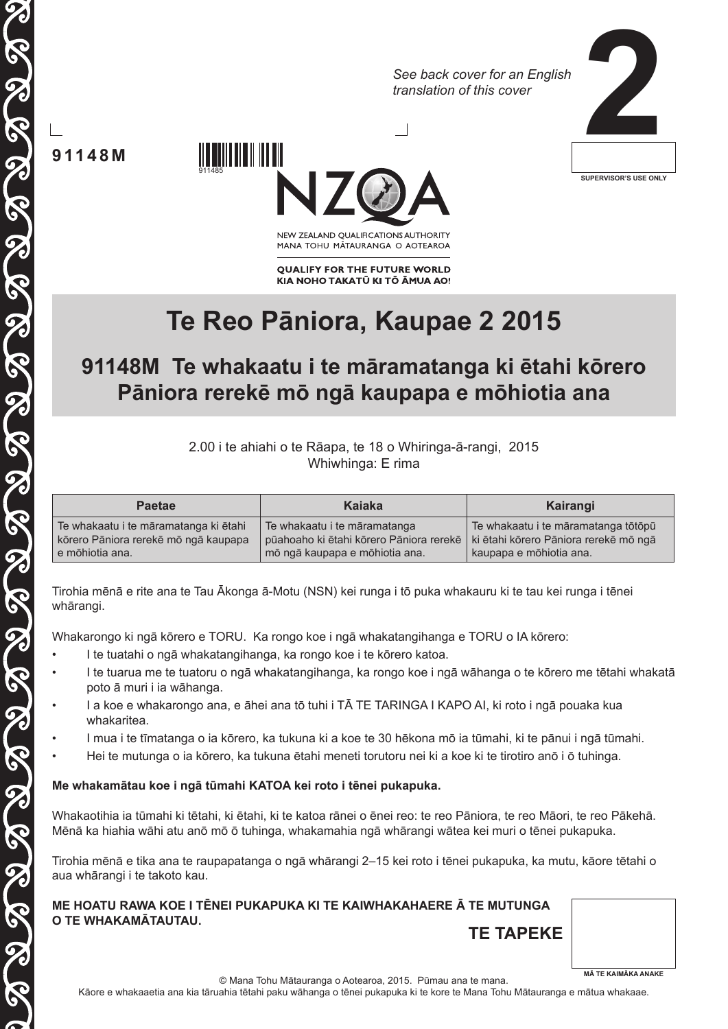*See back cover for an English translation of this cover*

**2**

SUPERVISOR'S USE ONLY

**91148M**

911485

NEW ZEALAND QUALIFICATIONS AUTHORITY
MANA TOHU MĀTAURANGA O AOTEAROA

**QUALIFY FOR THE FUTURE WORLD**
**KIA NOHO TAKATŪ KI TŌ ĀMUA AO!**

# Te Reo Pāniora, Kaupae 2 2015

## 91148M Te whakaatu i te māramatanga ki ētahi kōrero Pāniora rerekē mō ngā kaupapa e mōhiotia ana

2.00 i te ahiahi o te Rāapa, te 18 o Whiringa-ā-rangi, 2015
Whiwhinga: E rima

| Paetae | Kaiaka | Kairangi |
|---|---|---|
| Te whakaatu i te māramatanga ki ētahi kōrero Pāniora rerekē mō ngā kaupapa e mōhiotia ana. | Te whakaatu i te māramatanga pūahoaho ki ētahi kōrero Pāniora rerekē mō ngā kaupapa e mōhiotia ana. | Te whakaatu i te māramatanga tōtōpū ki ētahi kōrero Pāniora rerekē mō ngā kaupapa e mōhiotia ana. |

Tirohia mēnā e rite ana te Tau Ākonga ā-Motu (NSN) kei runga i tō puka whakauru ki te tau kei runga i tēnei whārangi.

Whakarongo ki ngā kōrero e TORU. Ka rongo koe i ngā whakatangihanga e TORU o IA kōrero:

- I te tuatahi o ngā whakatangihanga, ka rongo koe i te kōrero katoa.
- I te tuarua me te tuatoru o ngā whakatangihanga, ka rongo koe i ngā wāhanga o te kōrero me tētahi whakatā poto ā muri i ia wāhanga.
- I a koe e whakarongo ana, e āhei ana tō tuhi i TĀ TE TARINGA I KAPO AI, ki roto i ngā pouaka kua whakaritea.
- I mua i te tīmatanga o ia kōrero, ka tukuna ki a koe te 30 hēkona mō ia tūmahi, ki te pānui i ngā tūmahi.
- Hei te mutunga o ia kōrero, ka tukuna ētahi meneti torutoru nei ki a koe ki te tirotiro anō i ō tuhinga.

**Me whakamātau koe i ngā tūmahi KATOA kei roto i tēnei pukapuka.**

Whakaotihia ia tūmahi ki tētahi, ki ētahi, ki te katoa rānei o ēnei reo: te reo Pāniora, te reo Māori, te reo Pākehā. Mēnā ka hiahia wāhi atu anō mō ō tuhinga, whakamahia ngā whārangi wātea kei muri o tēnei pukapuka.

Tirohia mēnā e tika ana te raupapatanga o ngā whārangi 2–15 kei roto i tēnei pukapuka, ka mutu, kāore tētahi o aua whārangi i te takoto kau.

**ME HOATU RAWA KOE I TĒNEI PUKAPUKA KI TE KAIWHAKAHAERE Ā TE MUTUNGA O TE WHAKAMĀTAUTAU.**

**TE TAPEKE**

MĀ TE KAIMĀKA ANAKE

© Mana Tohu Mātauranga o Aotearoa, 2015. Pūmau ana te mana.
Kāore e whakaaetia ana kia tāruahia tētahi paku wāhanga o tēnei pukapuka ki te kore te Mana Tohu Mātauranga e mātua whakaae.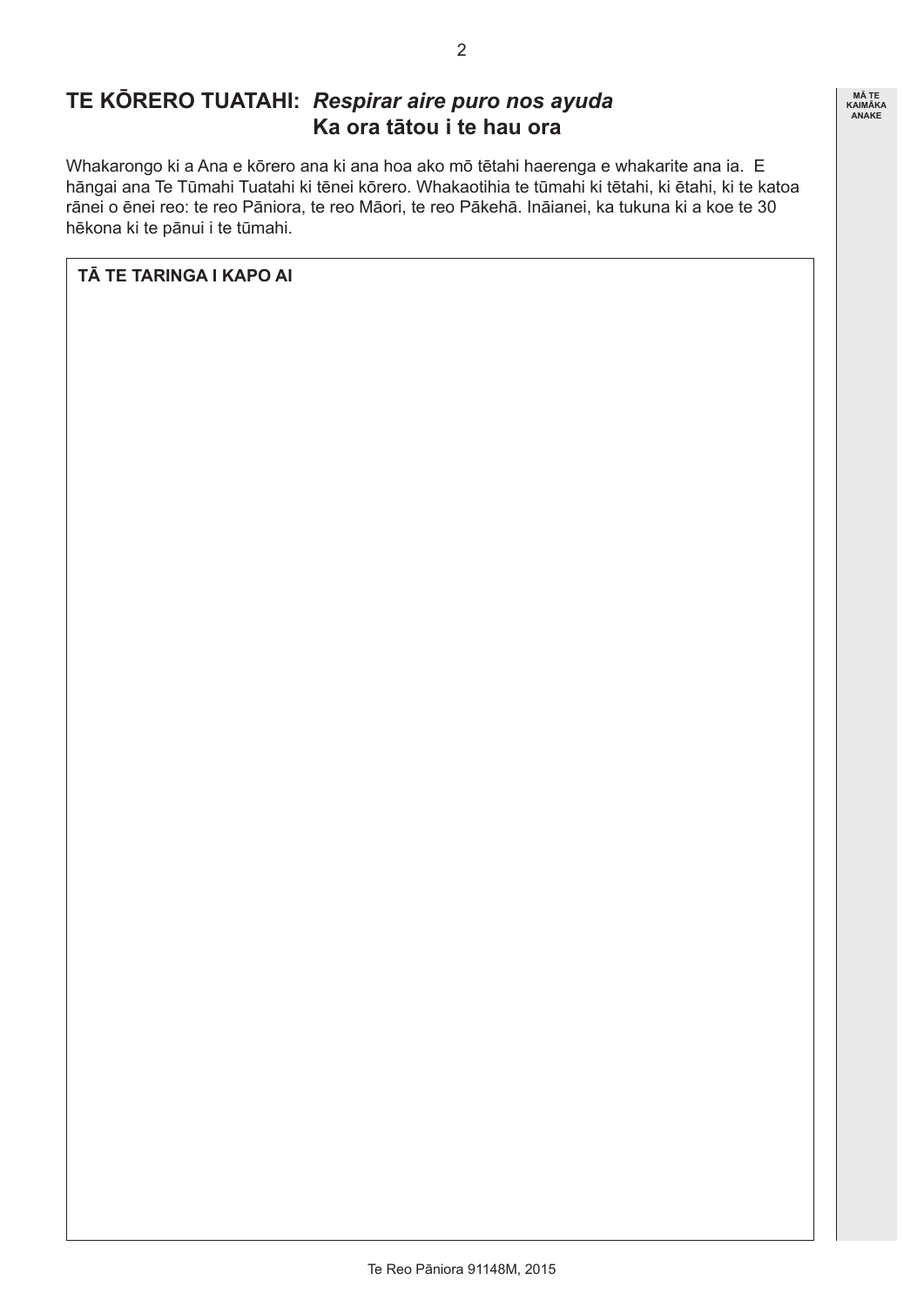## TE KŌRERO TUATAHI: *Respirar aire puro nos ayuda*
## Ka ora tātou i te hau ora

Whakarongo ki a Ana e kōrero ana ki ana hoa ako mō tētahi haerenga e whakarite ana ia. E hāngai ana Te Tūmahi Tuatahi ki tēnei kōrero. Whakaotihia te tūmahi ki tētahi, ki ētahi, ki te katoa rānei o ēnei reo: te reo Pāniora, te reo Māori, te reo Pākehā. Ināianei, ka tukuna ki a koe te 30 hēkona ki te pānui i te tūmahi.

**TĀ TE TARINGA I KAPO AI**

MĀ TE KAIMĀKA ANAKE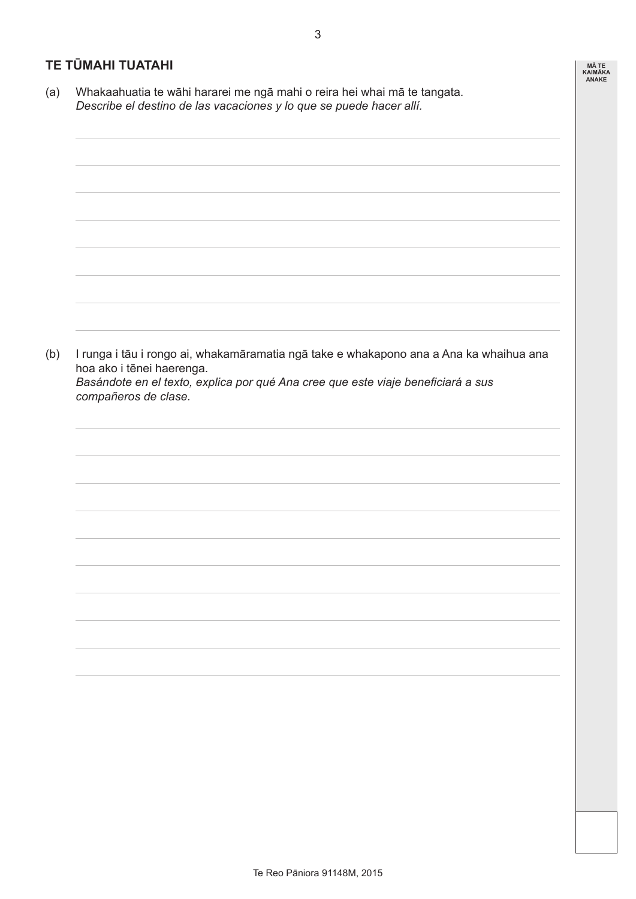## TE TŪMAHI TUATAHI

(a) Whakaahuatia te wāhi hararei me ngā mahi o reira hei whai mā te tangata.
*Describe el destino de las vacaciones y lo que se puede hacer allí.*

(b) I runga i tāu i rongo ai, whakamāramatia ngā take e whakapono ana a Ana ka whaihua ana hoa ako i tēnei haerenga.
*Basándote en el texto, explica por qué Ana cree que este viaje beneficiará a sus compañeros de clase.*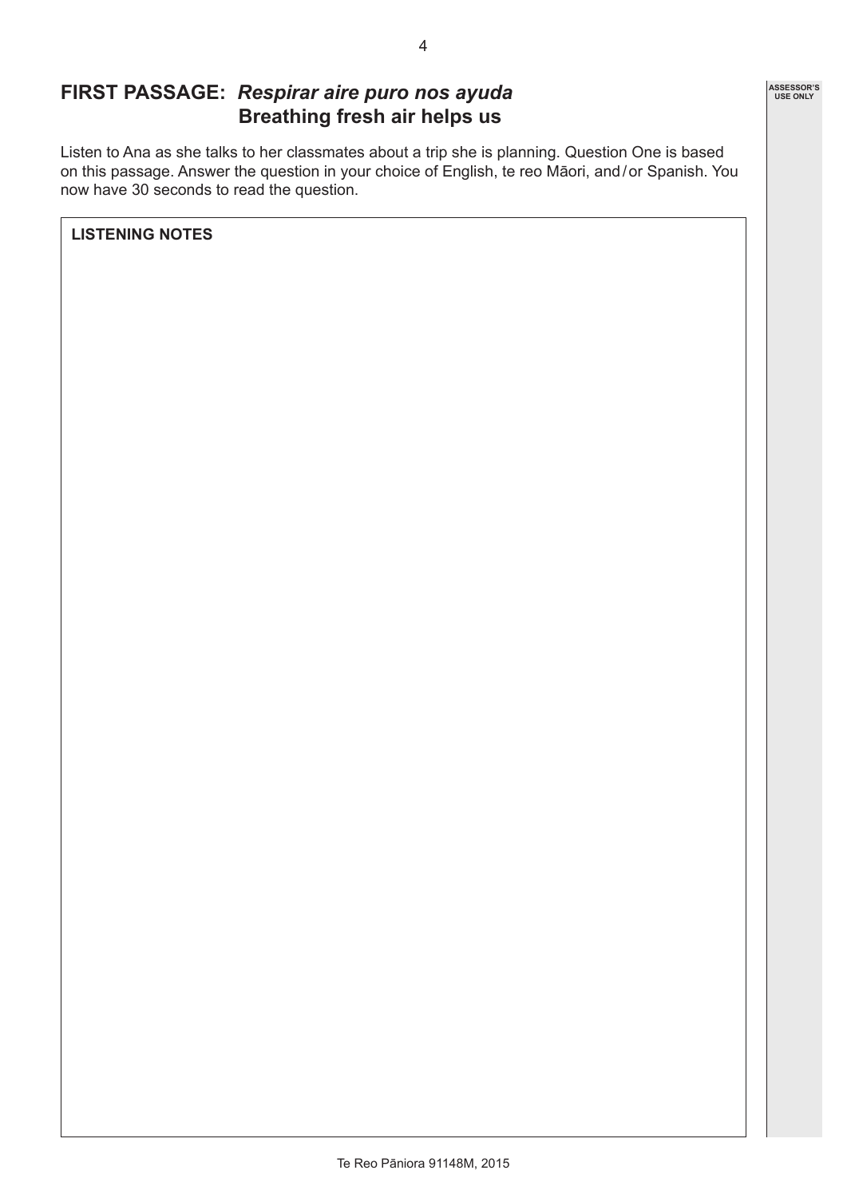## FIRST PASSAGE: *Respirar aire puro nos ayuda*
## Breathing fresh air helps us

Listen to Ana as she talks to her classmates about a trip she is planning. Question One is based on this passage. Answer the question in your choice of English, te reo Māori, and / or Spanish. You now have 30 seconds to read the question.

**LISTENING NOTES**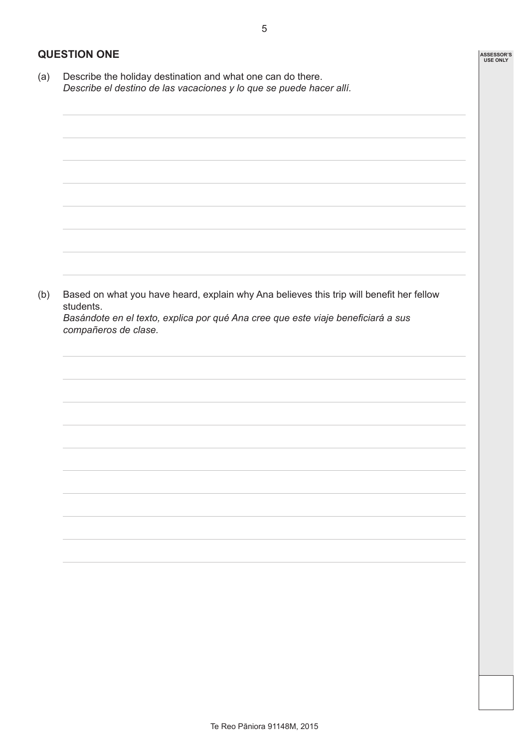## QUESTION ONE

(a) Describe the holiday destination and what one can do there.
*Describe el destino de las vacaciones y lo que se puede hacer allí.*

(b) Based on what you have heard, explain why Ana believes this trip will benefit her fellow students.
*Basándote en el texto, explica por qué Ana cree que este viaje beneficiará a sus compañeros de clase.*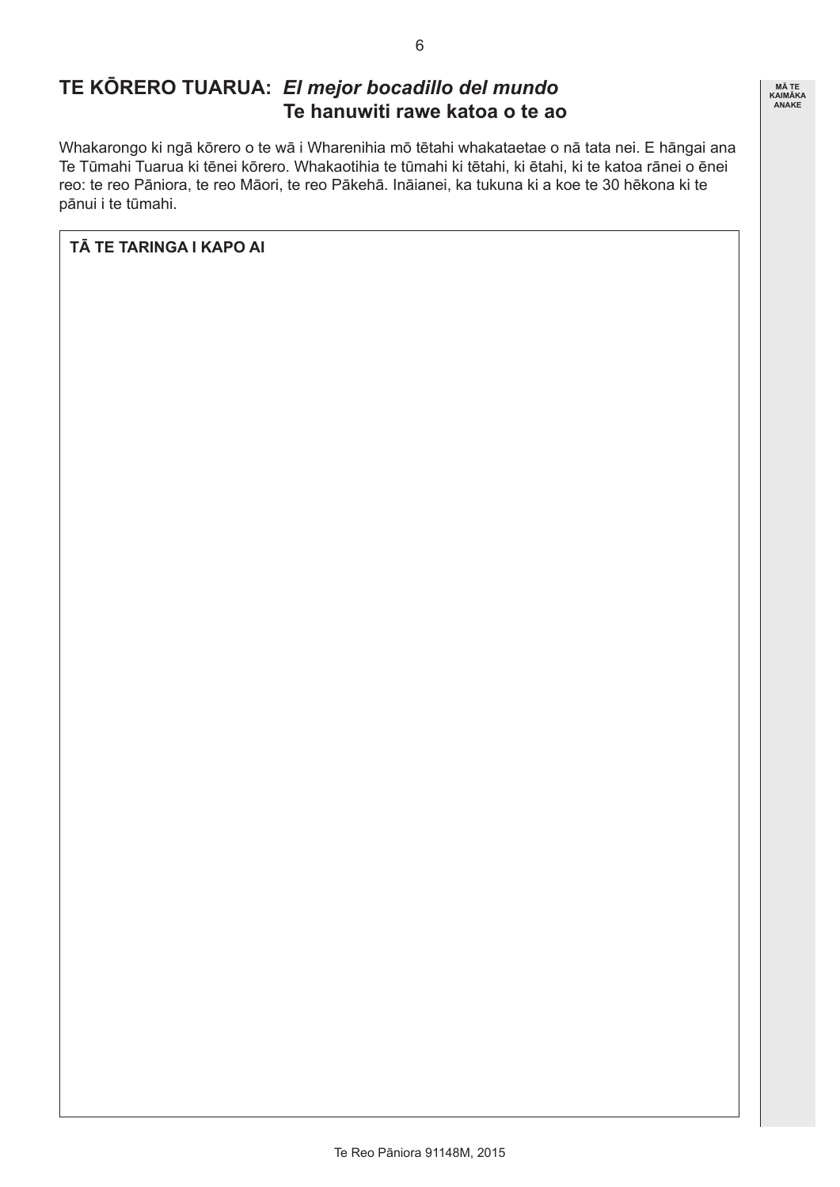## TE KŌRERO TUARUA: *El mejor bocadillo del mundo* Te hanuwiti rawe katoa o te ao

MĀ TE KAIMĀKA ANAKE

Whakarongo ki ngā kōrero o te wā i Wharenihia mō tētahi whakataetae o nā tata nei. E hāngai ana Te Tūmahi Tuarua ki tēnei kōrero. Whakaotihia te tūmahi ki tētahi, ki ētahi, ki te katoa rānei o ēnei reo: te reo Pāniora, te reo Māori, te reo Pākehā. Ināianei, ka tukuna ki a koe te 30 hēkona ki te pānui i te tūmahi.

**TĀ TE TARINGA I KAPO AI**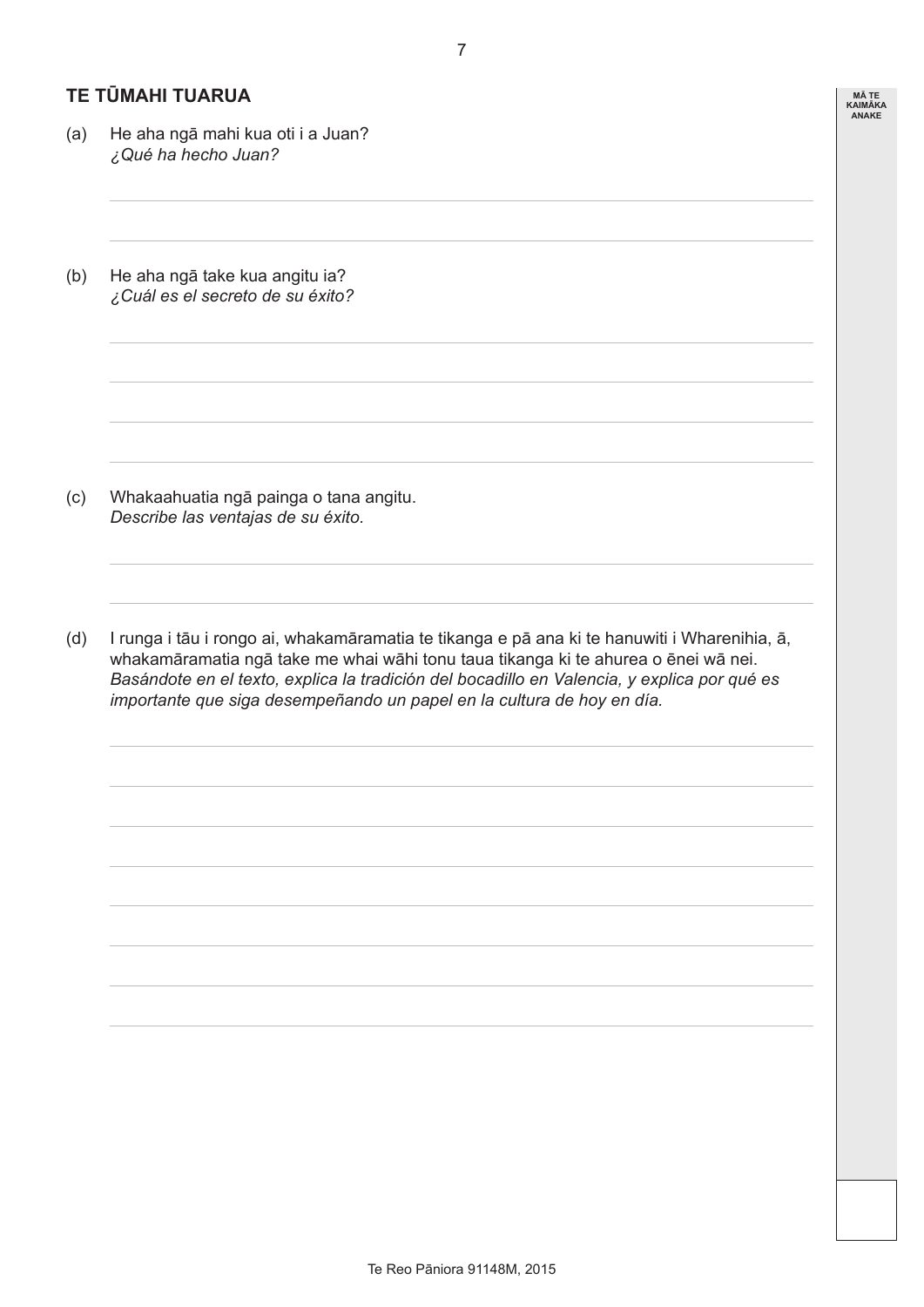## TE TŪMAHI TUARUA

(a) He aha ngā mahi kua oti i a Juan?
*¿Qué ha hecho Juan?*

(b) He aha ngā take kua angitu ia?
*¿Cuál es el secreto de su éxito?*

(c) Whakaahuatia ngā painga o tana angitu.
*Describe las ventajas de su éxito.*

(d) I runga i tāu i rongo ai, whakamāramatia te tikanga e pā ana ki te hanuwiti i Wharenihia, ā, whakamāramatia ngā take me whai wāhi tonu taua tikanga ki te ahurea o ēnei wā nei.
*Basándote en el texto, explica la tradición del bocadillo en Valencia, y explica por qué es importante que siga desempeñando un papel en la cultura de hoy en día.*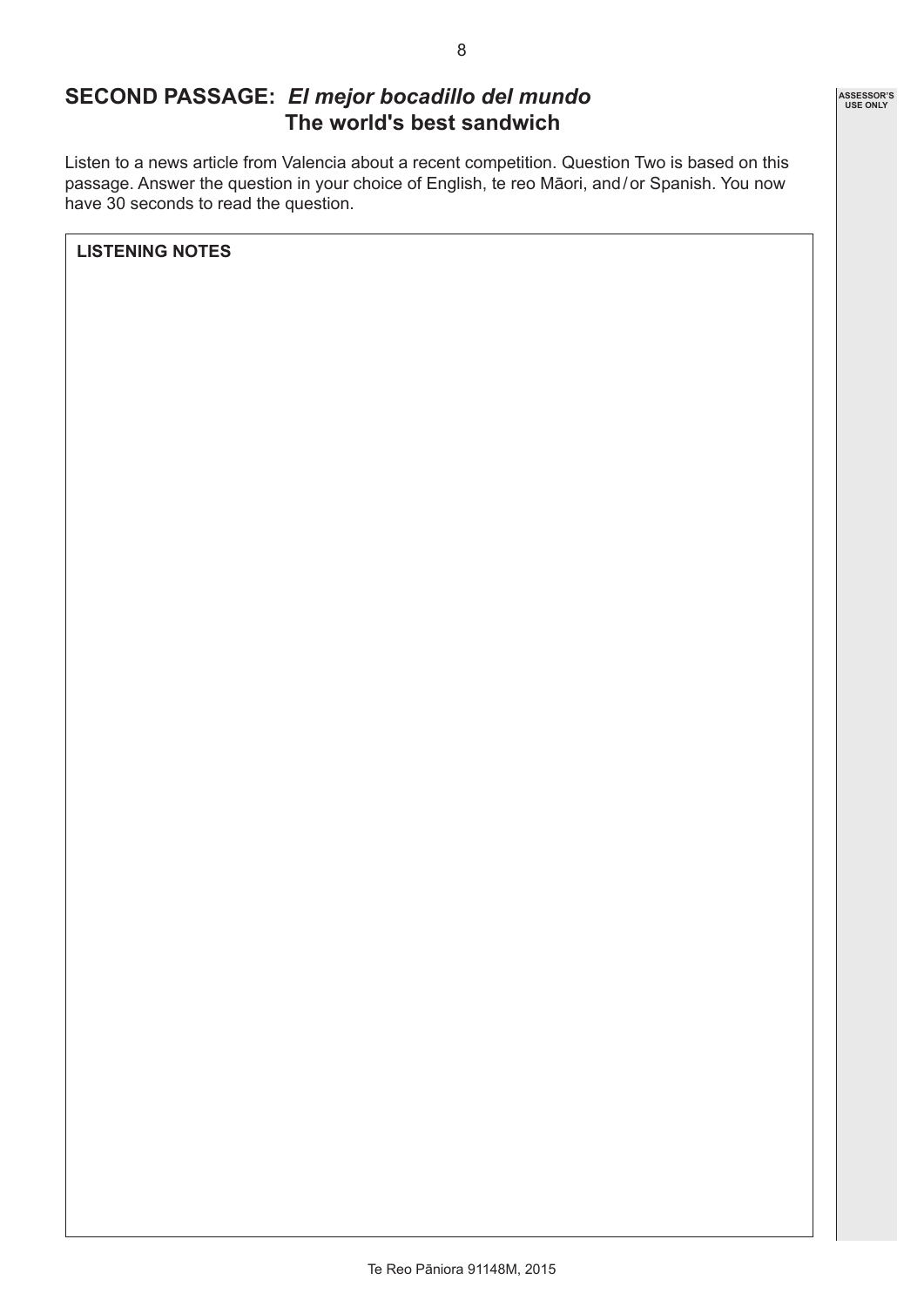## SECOND PASSAGE: *El mejor bocadillo del mundo* The world's best sandwich

Listen to a news article from Valencia about a recent competition. Question Two is based on this passage. Answer the question in your choice of English, te reo Māori, and / or Spanish. You now have 30 seconds to read the question.

**LISTENING NOTES**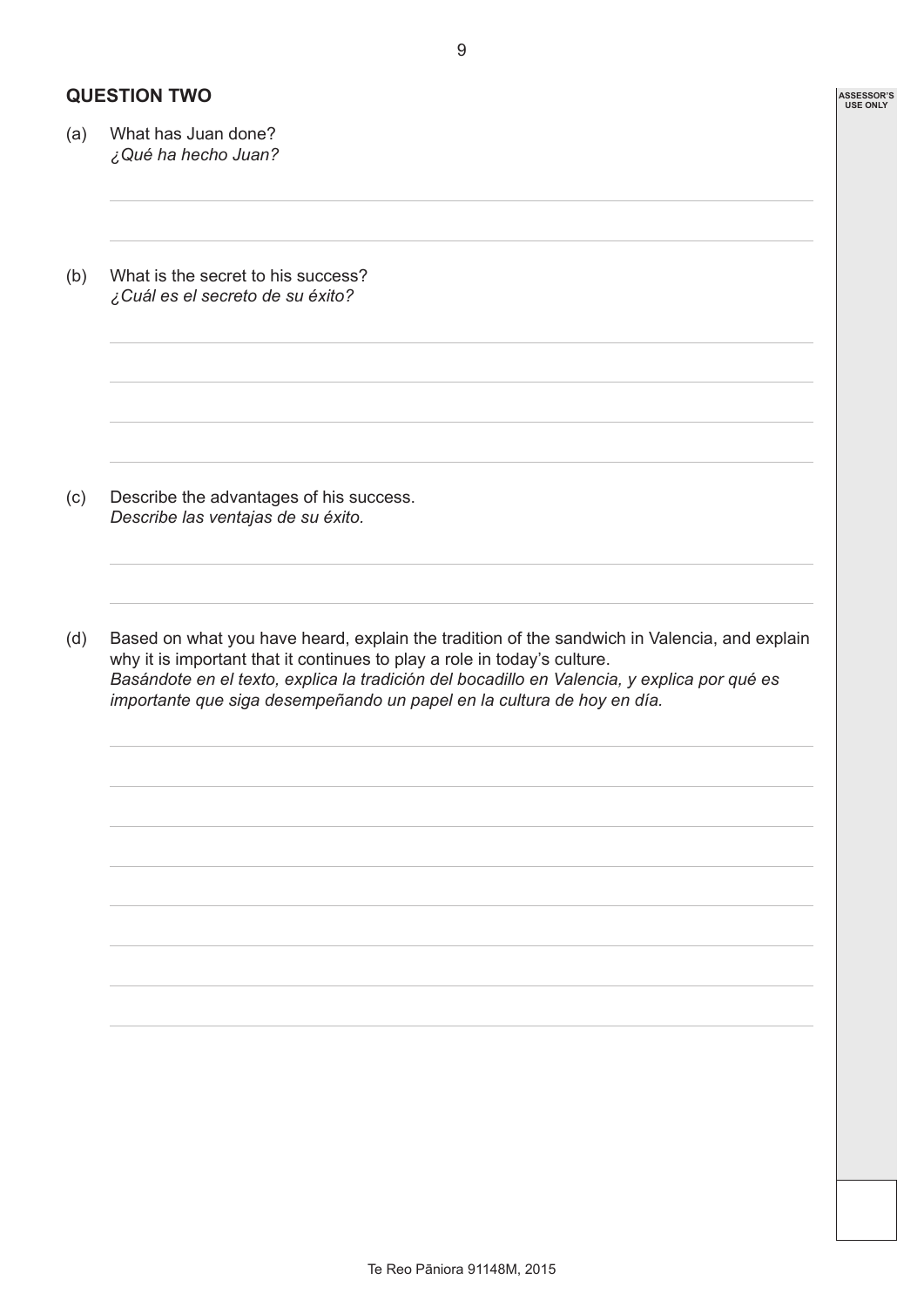## QUESTION TWO

(a) What has Juan done?
*¿Qué ha hecho Juan?*

(b) What is the secret to his success?
*¿Cuál es el secreto de su éxito?*

(c) Describe the advantages of his success.
*Describe las ventajas de su éxito.*

(d) Based on what you have heard, explain the tradition of the sandwich in Valencia, and explain why it is important that it continues to play a role in today's culture.
*Basándote en el texto, explica la tradición del bocadillo en Valencia, y explica por qué es importante que siga desempeñando un papel en la cultura de hoy en día.*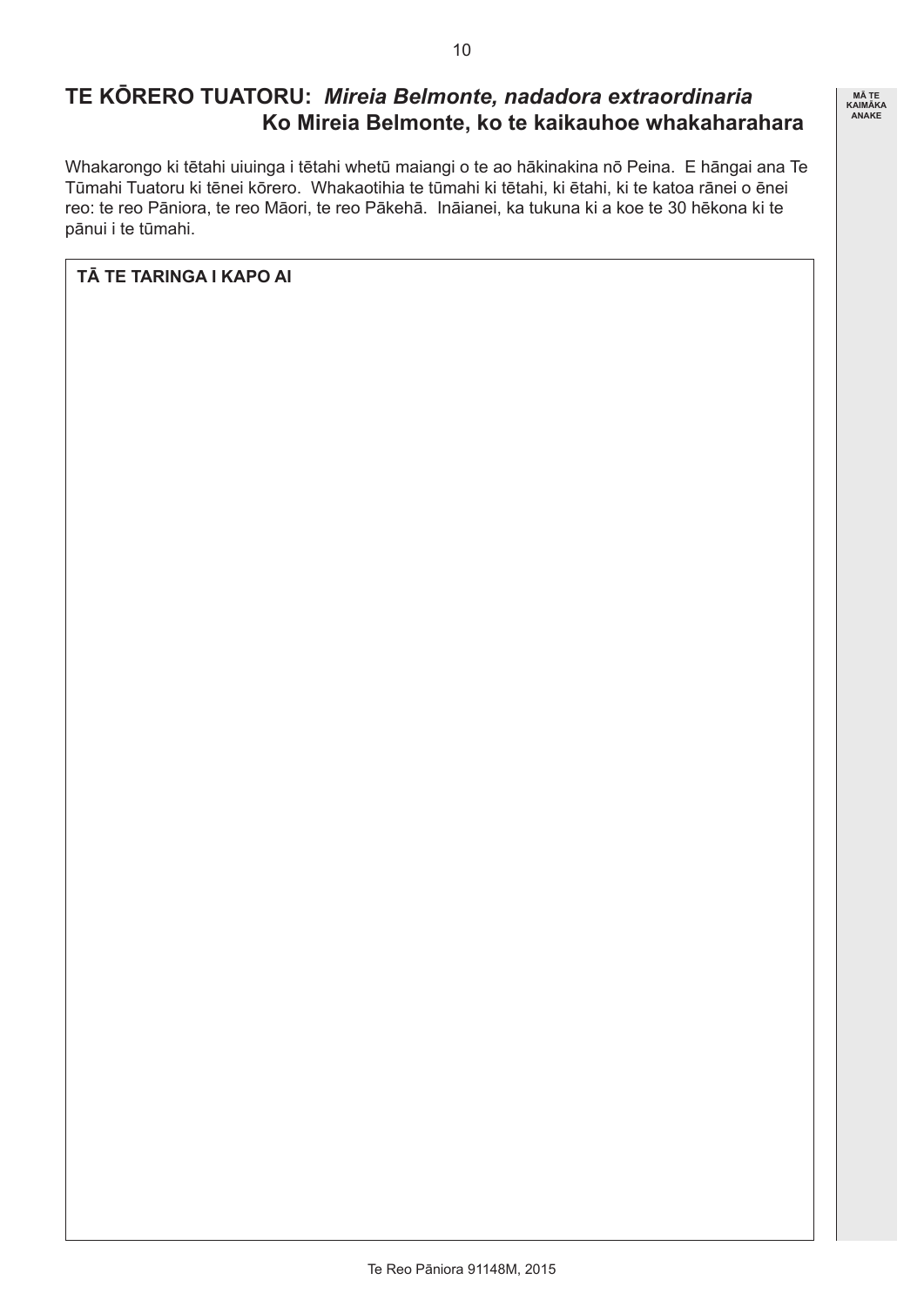## TE KŌRERO TUATORU: *Mireia Belmonte, nadadora extraordinaria*
## Ko Mireia Belmonte, ko te kaikauhoe whakaharahara

MĀ TE KAIMĀKA ANAKE

Whakarongo ki tētahi uiuinga i tētahi whetū maiangi o te ao hākinakina nō Peina. E hāngai ana Te Tūmahi Tuatoru ki tēnei kōrero. Whakaotihia te tūmahi ki tētahi, ki ētahi, ki te katoa rānei o ēnei reo: te reo Pāniora, te reo Māori, te reo Pākehā. Ināianei, ka tukuna ki a koe te 30 hēkona ki te pānui i te tūmahi.

**TĀ TE TARINGA I KAPO AI**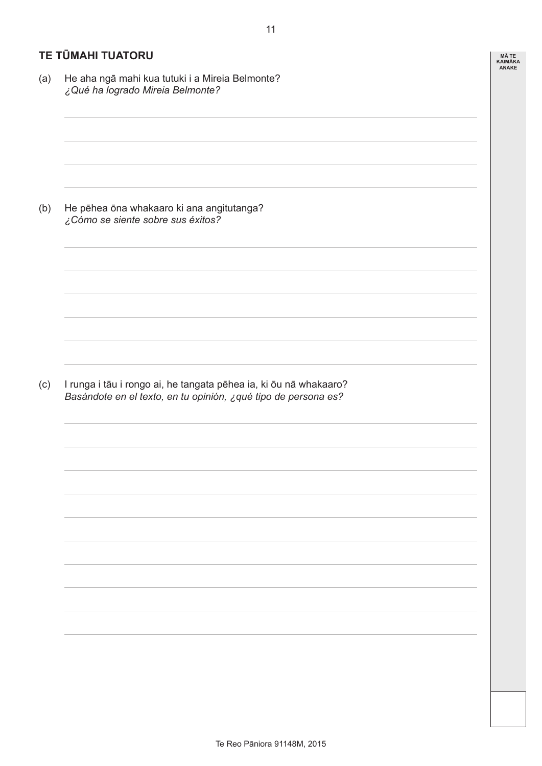## TE TŪMAHI TUATORU

(a) He aha ngā mahi kua tutuki i a Mireia Belmonte?
*¿Qué ha logrado Mireia Belmonte?*

(b) He pēhea ōna whakaaro ki ana angitutanga?
*¿Cómo se siente sobre sus éxitos?*

(c) I runga i tāu i rongo ai, he tangata pēhea ia, ki ōu nā whakaaro?
*Basándote en el texto, en tu opinión, ¿qué tipo de persona es?*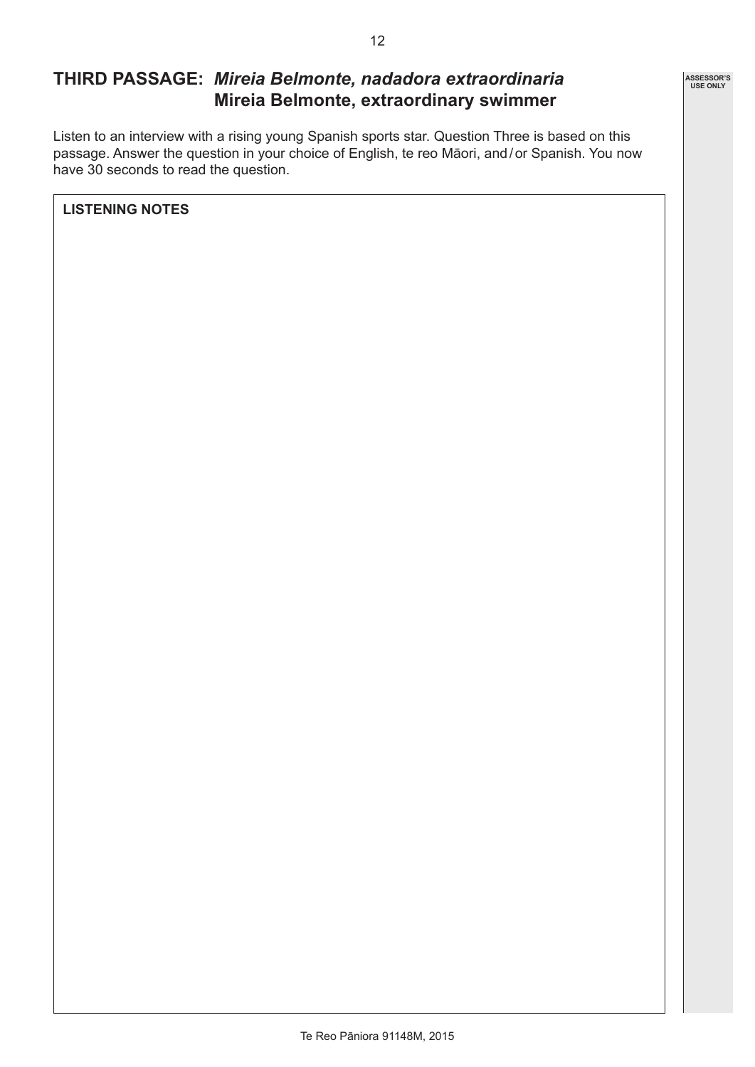## THIRD PASSAGE: *Mireia Belmonte, nadadora extraordinaria*
## Mireia Belmonte, extraordinary swimmer

ASSESSOR'S USE ONLY

Listen to an interview with a rising young Spanish sports star. Question Three is based on this passage. Answer the question in your choice of English, te reo Māori, and / or Spanish. You now have 30 seconds to read the question.

**LISTENING NOTES**

Te Reo Pāniora 91148M, 2015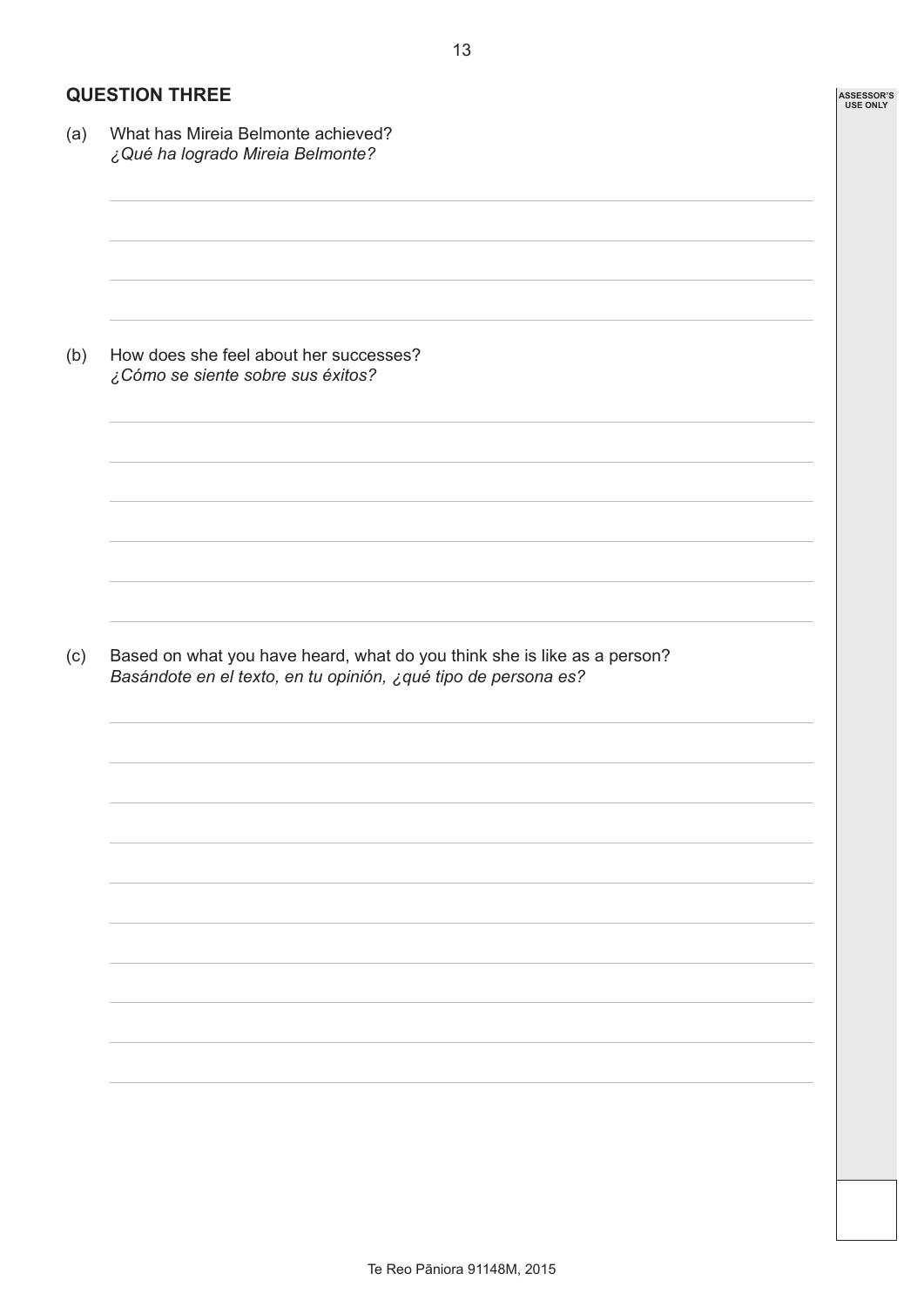## QUESTION THREE

(a) What has Mireia Belmonte achieved?
*¿Qué ha logrado Mireia Belmonte?*

(b) How does she feel about her successes?
*¿Cómo se siente sobre sus éxitos?*

(c) Based on what you have heard, what do you think she is like as a person?
*Basándote en el texto, en tu opinión, ¿qué tipo de persona es?*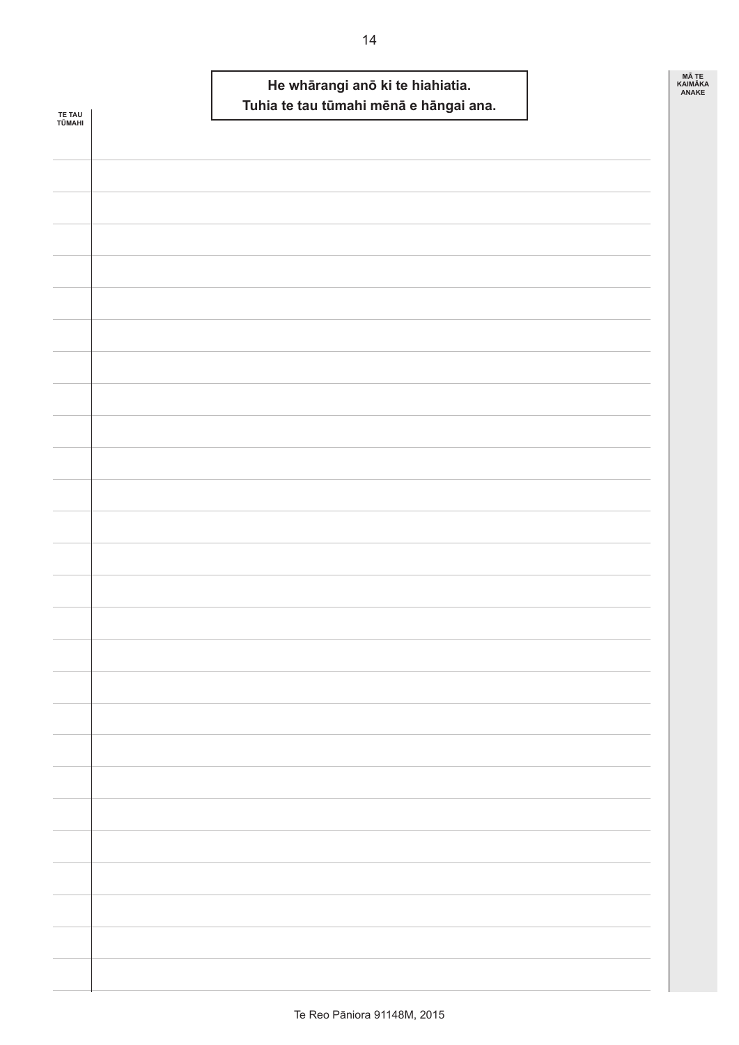**He whārangi anō ki te hiahiatia.**
**Tuhia te tau tūmahi mēnā e hāngai ana.**

TE TAU TŪMAHI

MĀ TE KAIMĀKA ANAKE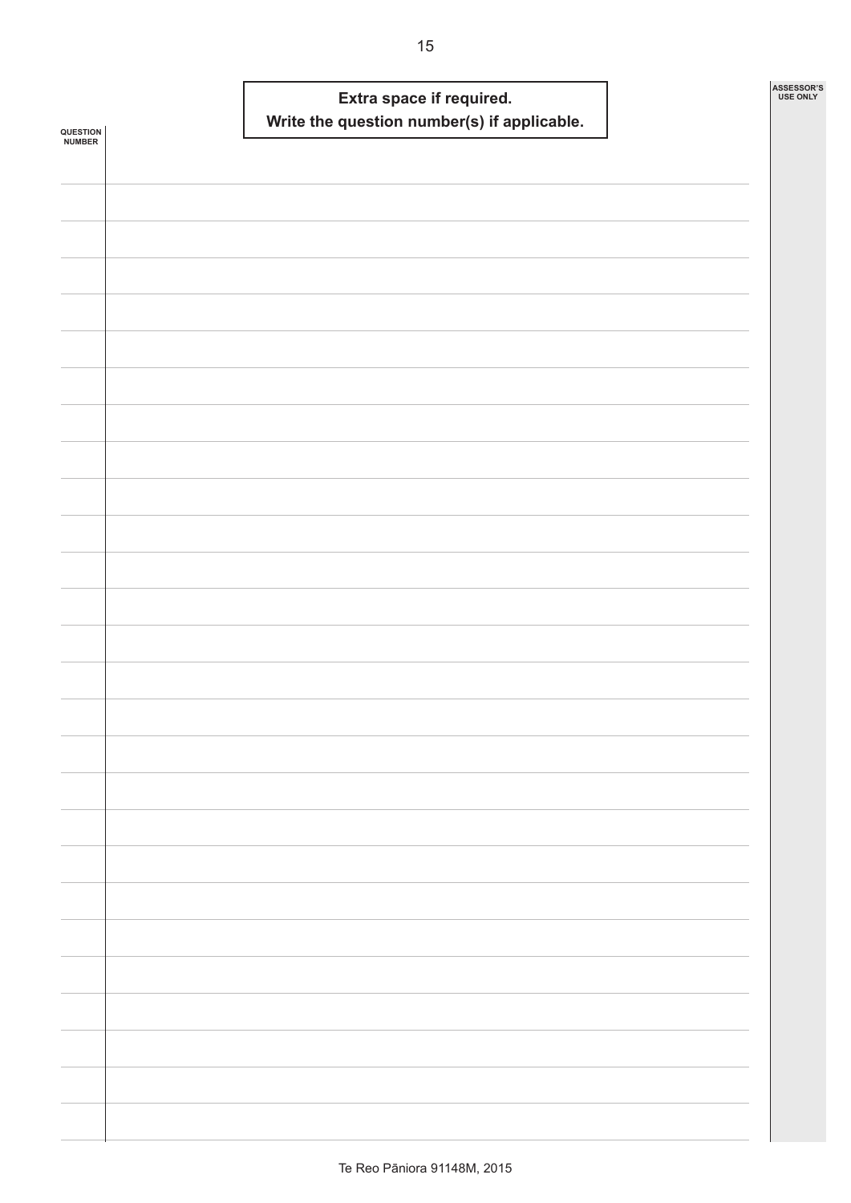**Extra space if required.**
**Write the question number(s) if applicable.**

QUESTION NUMBER

ASSESSOR'S USE ONLY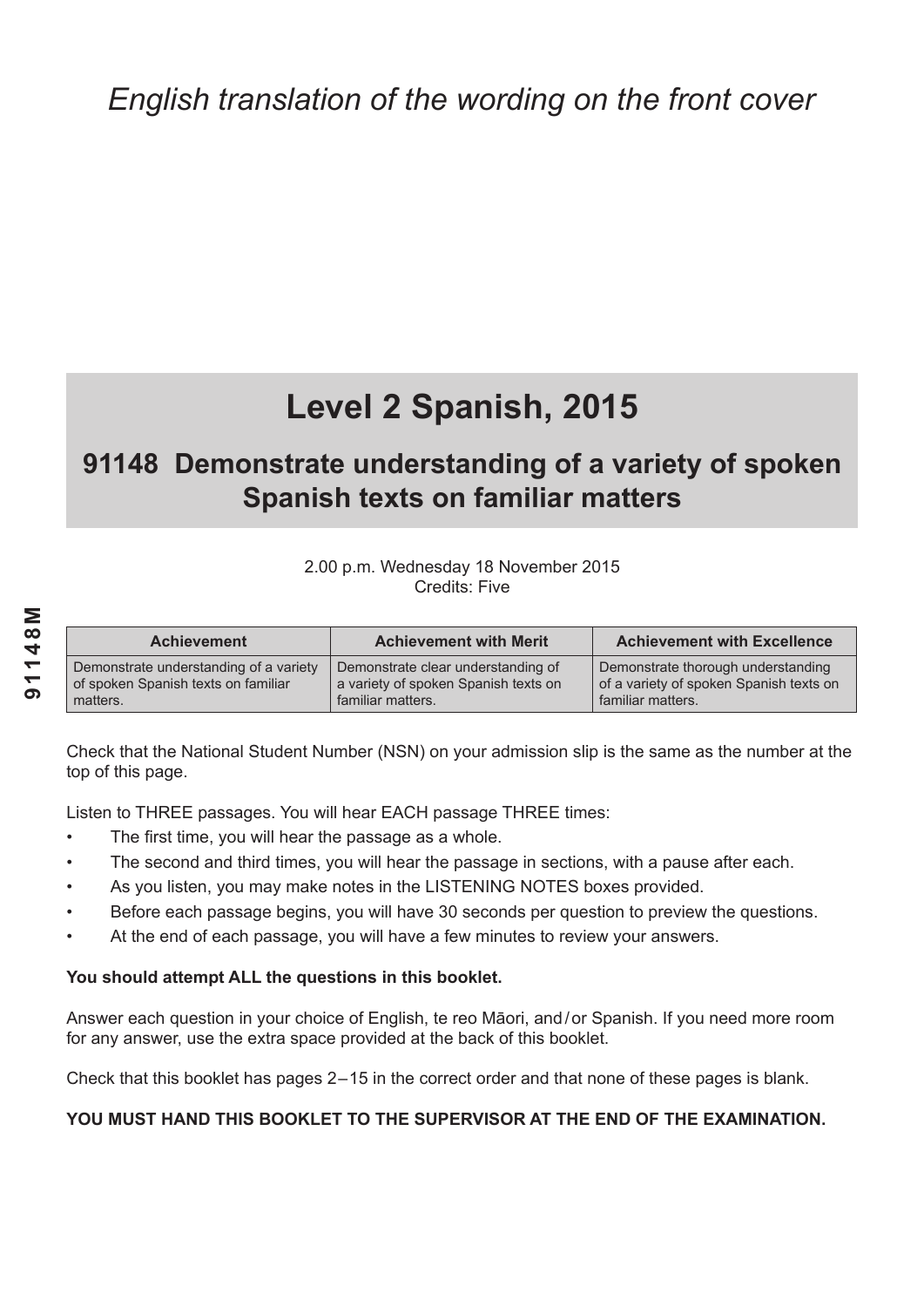*English translation of the wording on the front cover*

# Level 2 Spanish, 2015

## 91148 Demonstrate understanding of a variety of spoken Spanish texts on familiar matters

2.00 p.m. Wednesday 18 November 2015
Credits: Five

| Achievement | Achievement with Merit | Achievement with Excellence |
|---|---|---|
| Demonstrate understanding of a variety of spoken Spanish texts on familiar matters. | Demonstrate clear understanding of a variety of spoken Spanish texts on familiar matters. | Demonstrate thorough understanding of a variety of spoken Spanish texts on familiar matters. |

Check that the National Student Number (NSN) on your admission slip is the same as the number at the top of this page.

Listen to THREE passages. You will hear EACH passage THREE times:

- The first time, you will hear the passage as a whole.
- The second and third times, you will hear the passage in sections, with a pause after each.
- As you listen, you may make notes in the LISTENING NOTES boxes provided.
- Before each passage begins, you will have 30 seconds per question to preview the questions.
- At the end of each passage, you will have a few minutes to review your answers.

**You should attempt ALL the questions in this booklet.**

Answer each question in your choice of English, te reo Māori, and / or Spanish. If you need more room for any answer, use the extra space provided at the back of this booklet.

Check that this booklet has pages 2–15 in the correct order and that none of these pages is blank.

**YOU MUST HAND THIS BOOKLET TO THE SUPERVISOR AT THE END OF THE EXAMINATION.**